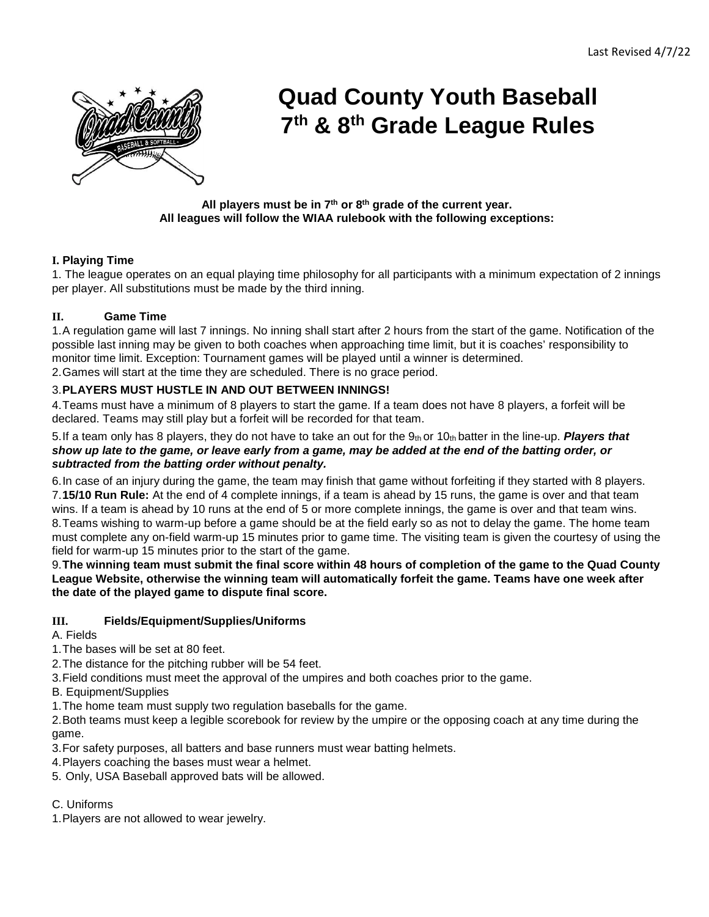Last Revised 4/7/22

# Quad County Youth Baseball 7th & 8th Grade League Rules

**All players must be in 7th or 8th grade of the current year.**
**All leagues will follow the WIAA rulebook with the following exceptions:**

## I. Playing Time

1. The league operates on an equal playing time philosophy for all participants with a minimum expectation of 2 innings per player. All substitutions must be made by the third inning.

## II. Game Time

1. A regulation game will last 7 innings. No inning shall start after 2 hours from the start of the game. Notification of the possible last inning may be given to both coaches when approaching time limit, but it is coaches' responsibility to monitor time limit. Exception: Tournament games will be played until a winner is determined.
2. Games will start at the time they are scheduled. There is no grace period.
3. **PLAYERS MUST HUSTLE IN AND OUT BETWEEN INNINGS!**
4. Teams must have a minimum of 8 players to start the game. If a team does not have 8 players, a forfeit will be declared. Teams may still play but a forfeit will be recorded for that team.
5. If a team only has 8 players, they do not have to take an out for the 9th or 10th batter in the line-up. ***Players that show up late to the game, or leave early from a game, may be added at the end of the batting order, or subtracted from the batting order without penalty.***
6. In case of an injury during the game, the team may finish that game without forfeiting if they started with 8 players.
7. **15/10 Run Rule:** At the end of 4 complete innings, if a team is ahead by 15 runs, the game is over and that team wins. If a team is ahead by 10 runs at the end of 5 or more complete innings, the game is over and that team wins.
8. Teams wishing to warm-up before a game should be at the field early so as not to delay the game. The home team must complete any on-field warm-up 15 minutes prior to game time. The visiting team is given the courtesy of using the field for warm-up 15 minutes prior to the start of the game.
9. **The winning team must submit the final score within 48 hours of completion of the game to the Quad County League Website, otherwise the winning team will automatically forfeit the game. Teams have one week after the date of the played game to dispute final score.**

## III. Fields/Equipment/Supplies/Uniforms

A. Fields

1. The bases will be set at 80 feet.
2. The distance for the pitching rubber will be 54 feet.
3. Field conditions must meet the approval of the umpires and both coaches prior to the game.

B. Equipment/Supplies

1. The home team must supply two regulation baseballs for the game.
2. Both teams must keep a legible scorebook for review by the umpire or the opposing coach at any time during the game.
3. For safety purposes, all batters and base runners must wear batting helmets.
4. Players coaching the bases must wear a helmet.
5. Only, USA Baseball approved bats will be allowed.

C. Uniforms

1. Players are not allowed to wear jewelry.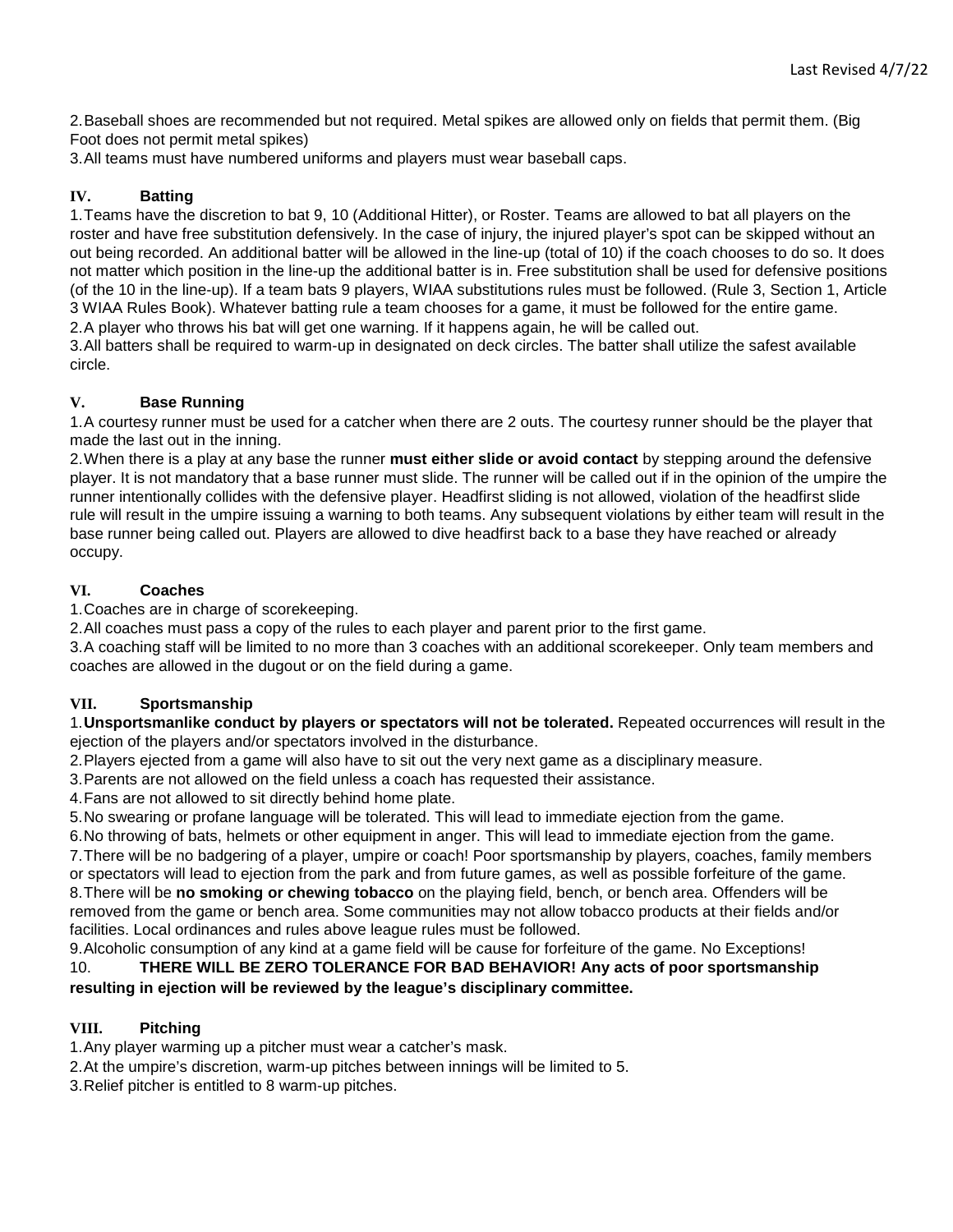2. Baseball shoes are recommended but not required. Metal spikes are allowed only on fields that permit them. (Big Foot does not permit metal spikes)
3. All teams must have numbered uniforms and players must wear baseball caps.

### IV. Batting

1. Teams have the discretion to bat 9, 10 (Additional Hitter), or Roster. Teams are allowed to bat all players on the roster and have free substitution defensively. In the case of injury, the injured player's spot can be skipped without an out being recorded. An additional batter will be allowed in the line-up (total of 10) if the coach chooses to do so. It does not matter which position in the line-up the additional batter is in. Free substitution shall be used for defensive positions (of the 10 in the line-up). If a team bats 9 players, WIAA substitutions rules must be followed. (Rule 3, Section 1, Article 3 WIAA Rules Book). Whatever batting rule a team chooses for a game, it must be followed for the entire game.
2. A player who throws his bat will get one warning. If it happens again, he will be called out.
3. All batters shall be required to warm-up in designated on deck circles. The batter shall utilize the safest available circle.

### V. Base Running

1. A courtesy runner must be used for a catcher when there are 2 outs. The courtesy runner should be the player that made the last out in the inning.
2. When there is a play at any base the runner **must either slide or avoid contact** by stepping around the defensive player. It is not mandatory that a base runner must slide. The runner will be called out if in the opinion of the umpire the runner intentionally collides with the defensive player. Headfirst sliding is not allowed, violation of the headfirst slide rule will result in the umpire issuing a warning to both teams. Any subsequent violations by either team will result in the base runner being called out. Players are allowed to dive headfirst back to a base they have reached or already occupy.

### VI. Coaches

1. Coaches are in charge of scorekeeping.
2. All coaches must pass a copy of the rules to each player and parent prior to the first game.
3. A coaching staff will be limited to no more than 3 coaches with an additional scorekeeper. Only team members and coaches are allowed in the dugout or on the field during a game.

### VII. Sportsmanship

1. **Unsportsmanlike conduct by players or spectators will not be tolerated.** Repeated occurrences will result in the ejection of the players and/or spectators involved in the disturbance.
2. Players ejected from a game will also have to sit out the very next game as a disciplinary measure.
3. Parents are not allowed on the field unless a coach has requested their assistance.
4. Fans are not allowed to sit directly behind home plate.
5. No swearing or profane language will be tolerated. This will lead to immediate ejection from the game.
6. No throwing of bats, helmets or other equipment in anger. This will lead to immediate ejection from the game.
7. There will be no badgering of a player, umpire or coach! Poor sportsmanship by players, coaches, family members or spectators will lead to ejection from the park and from future games, as well as possible forfeiture of the game.
8. There will be **no smoking or chewing tobacco** on the playing field, bench, or bench area. Offenders will be removed from the game or bench area. Some communities may not allow tobacco products at their fields and/or facilities. Local ordinances and rules above league rules must be followed.
9. Alcoholic consumption of any kind at a game field will be cause for forfeiture of the game. No Exceptions!
10. **THERE WILL BE ZERO TOLERANCE FOR BAD BEHAVIOR! Any acts of poor sportsmanship resulting in ejection will be reviewed by the league's disciplinary committee.**

### VIII. Pitching

1. Any player warming up a pitcher must wear a catcher's mask.
2. At the umpire's discretion, warm-up pitches between innings will be limited to 5.
3. Relief pitcher is entitled to 8 warm-up pitches.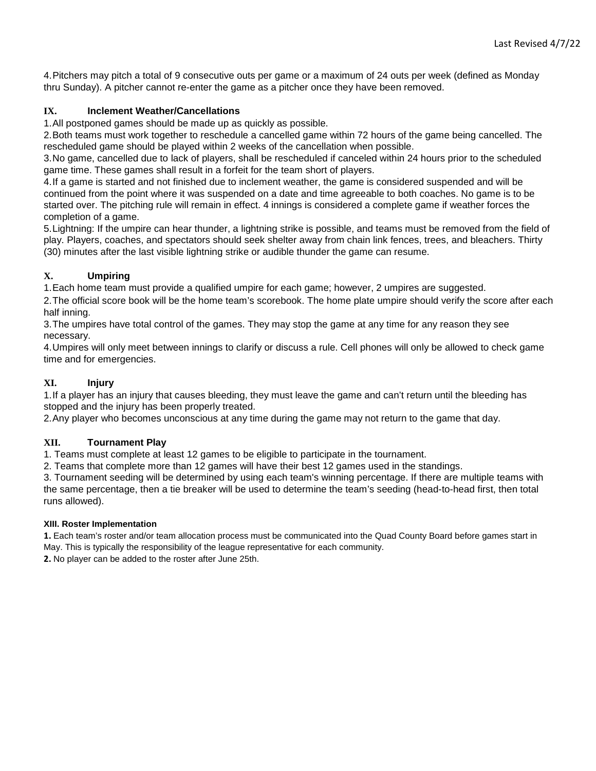4. Pitchers may pitch a total of 9 consecutive outs per game or a maximum of 24 outs per week (defined as Monday thru Sunday). A pitcher cannot re-enter the game as a pitcher once they have been removed.

## IX. Inclement Weather/Cancellations

1. All postponed games should be made up as quickly as possible.
2. Both teams must work together to reschedule a cancelled game within 72 hours of the game being cancelled. The rescheduled game should be played within 2 weeks of the cancellation when possible.
3. No game, cancelled due to lack of players, shall be rescheduled if canceled within 24 hours prior to the scheduled game time. These games shall result in a forfeit for the team short of players.
4. If a game is started and not finished due to inclement weather, the game is considered suspended and will be continued from the point where it was suspended on a date and time agreeable to both coaches. No game is to be started over. The pitching rule will remain in effect. 4 innings is considered a complete game if weather forces the completion of a game.
5. Lightning: If the umpire can hear thunder, a lightning strike is possible, and teams must be removed from the field of play. Players, coaches, and spectators should seek shelter away from chain link fences, trees, and bleachers. Thirty (30) minutes after the last visible lightning strike or audible thunder the game can resume.

## X. Umpiring

1. Each home team must provide a qualified umpire for each game; however, 2 umpires are suggested.
2. The official score book will be the home team's scorebook. The home plate umpire should verify the score after each half inning.
3. The umpires have total control of the games. They may stop the game at any time for any reason they see necessary.
4. Umpires will only meet between innings to clarify or discuss a rule. Cell phones will only be allowed to check game time and for emergencies.

## XI. Injury

1. If a player has an injury that causes bleeding, they must leave the game and can't return until the bleeding has stopped and the injury has been properly treated.
2. Any player who becomes unconscious at any time during the game may not return to the game that day.

## XII. Tournament Play

1. Teams must complete at least 12 games to be eligible to participate in the tournament.
2. Teams that complete more than 12 games will have their best 12 games used in the standings.
3. Tournament seeding will be determined by using each team's winning percentage. If there are multiple teams with the same percentage, then a tie breaker will be used to determine the team's seeding (head-to-head first, then total runs allowed).

#### XIII. Roster Implementation

**1.** Each team's roster and/or team allocation process must be communicated into the Quad County Board before games start in May. This is typically the responsibility of the league representative for each community.

**2.** No player can be added to the roster after June 25th.